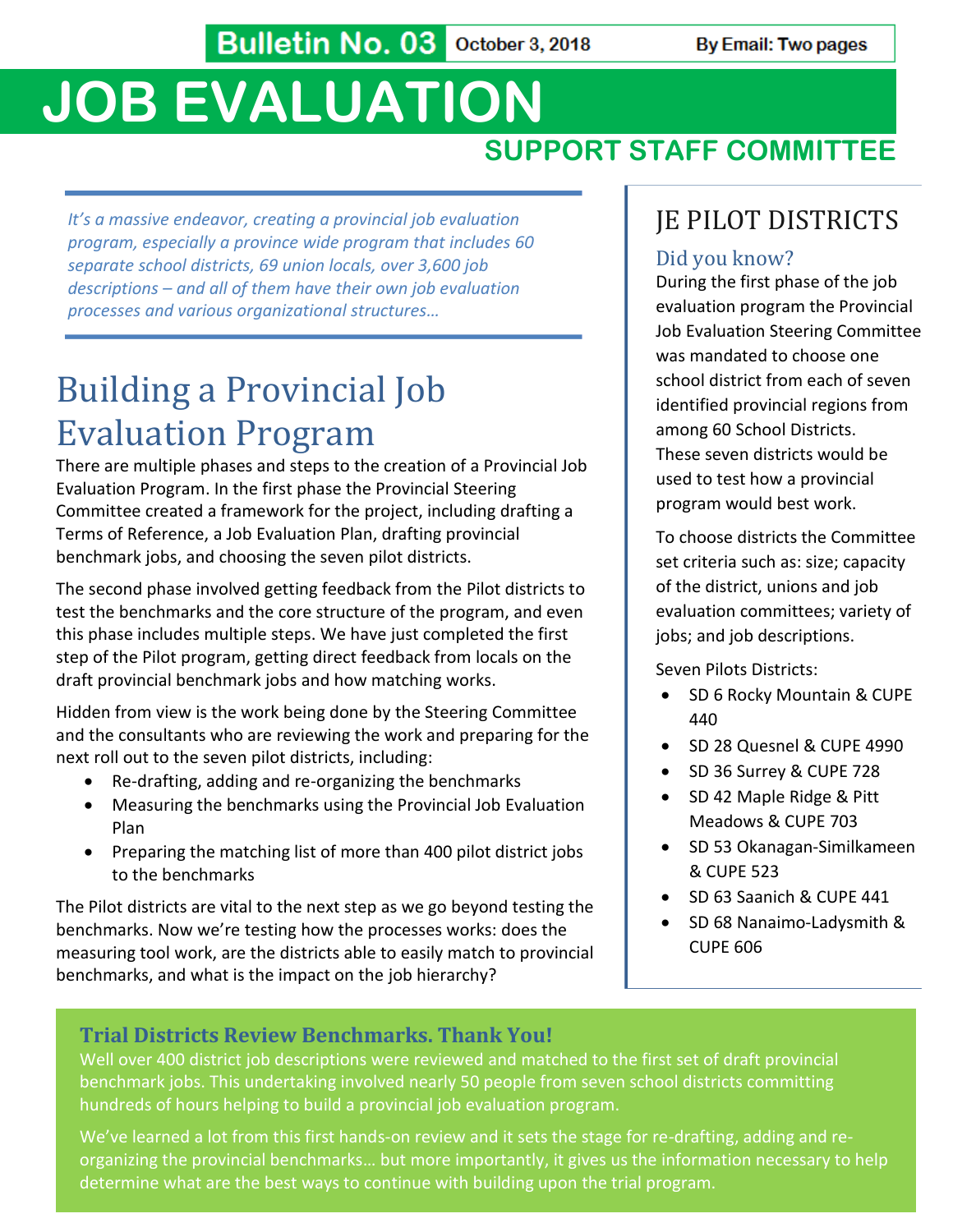**Bulletin No. 03** October 3, 2018 By Email: Two pages

# JOB EVALUATION

## SUPPORT STAFF COMMITTEE

*It's a massive endeavor, creating a provincial job evaluation program, especially a province wide program that includes 60 separate school districts, 69 union locals, over 3,600 job descriptions – and all of them have their own job evaluation processes and various organizational structures…*

## Building a Provincial Job Evaluation Program

There are multiple phases and steps to the creation of a Provincial Job Evaluation Program. In the first phase the Provincial Steering Committee created a framework for the project, including drafting a Terms of Reference, a Job Evaluation Plan, drafting provincial benchmark jobs, and choosing the seven pilot districts.

The second phase involved getting feedback from the Pilot districts to test the benchmarks and the core structure of the program, and even this phase includes multiple steps. We have just completed the first step of the Pilot program, getting direct feedback from locals on the draft provincial benchmark jobs and how matching works.

Hidden from view is the work being done by the Steering Committee and the consultants who are reviewing the work and preparing for the next roll out to the seven pilot districts, including:

- Re-drafting, adding and re-organizing the benchmarks
- Measuring the benchmarks using the Provincial Job Evaluation Plan
- Preparing the matching list of more than 400 pilot district jobs to the benchmarks

The Pilot districts are vital to the next step as we go beyond testing the benchmarks. Now we're testing how the processes works: does the measuring tool work, are the districts able to easily match to provincial benchmarks, and what is the impact on the job hierarchy?

## JE PILOT DISTRICTS

### Did you know?

During the first phase of the job evaluation program the Provincial Job Evaluation Steering Committee was mandated to choose one school district from each of seven identified provincial regions from among 60 School Districts. These seven districts would be used to test how a provincial program would best work.

To choose districts the Committee set criteria such as: size; capacity of the district, unions and job evaluation committees; variety of jobs; and job descriptions.

Seven Pilots Districts:

- SD 6 Rocky Mountain & CUPE 440
- SD 28 Quesnel & CUPE 4990
- SD 36 Surrey & CUPE 728
- SD 42 Maple Ridge & Pitt Meadows & CUPE 703
- SD 53 Okanagan-Similkameen & CUPE 523
- SD 63 Saanich & CUPE 441
- SD 68 Nanaimo-Ladysmith & CUPE 606

### Trial Districts Review Benchmarks. Thank You!

Well over 400 district job descriptions were reviewed and matched to the first set of draft provincial benchmark jobs. This undertaking involved nearly 50 people from seven school districts committing hundreds of hours helping to build a provincial job evaluation program.

We've learned a lot from this first hands-on review and it sets the stage for re-drafting, adding and re-organizing the provincial benchmarks… but more importantly, it gives us the information necessary to help determine what are the best ways to continue with building upon the trial program.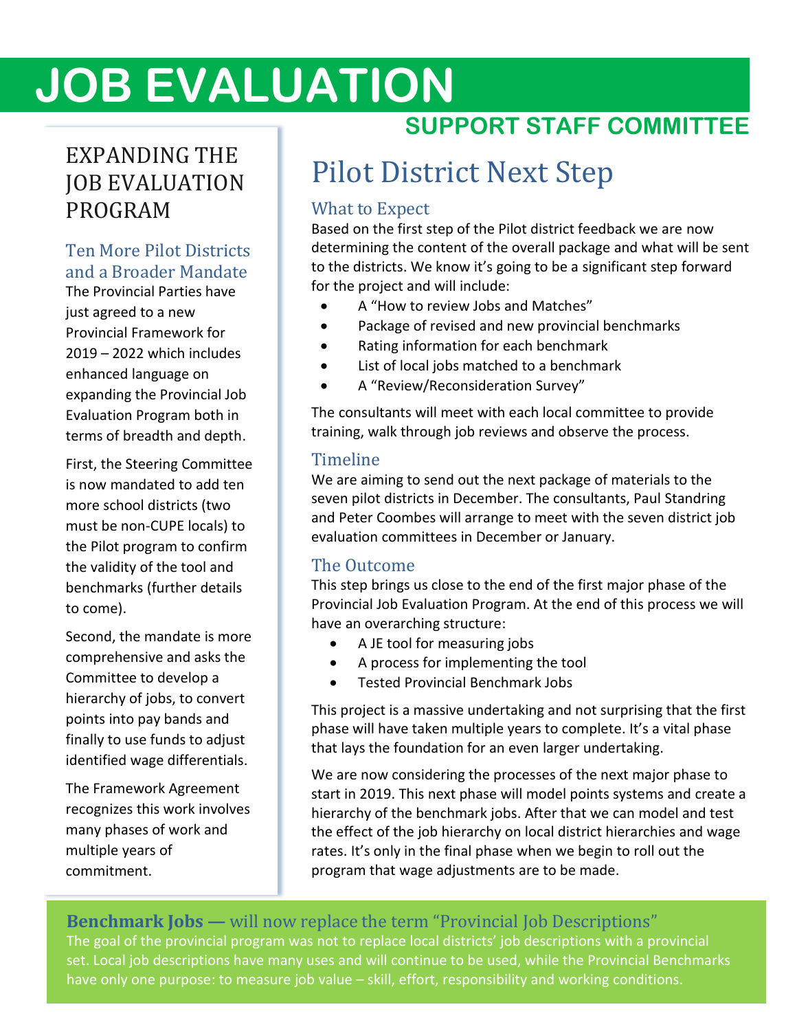# JOB EVALUATION

**SUPPORT STAFF COMMITTEE**

## EXPANDING THE JOB EVALUATION PROGRAM

### Ten More Pilot Districts and a Broader Mandate

The Provincial Parties have just agreed to a new Provincial Framework for 2019 – 2022 which includes enhanced language on expanding the Provincial Job Evaluation Program both in terms of breadth and depth.

First, the Steering Committee is now mandated to add ten more school districts (two must be non-CUPE locals) to the Pilot program to confirm the validity of the tool and benchmarks (further details to come).

Second, the mandate is more comprehensive and asks the Committee to develop a hierarchy of jobs, to convert points into pay bands and finally to use funds to adjust identified wage differentials.

The Framework Agreement recognizes this work involves many phases of work and multiple years of commitment.

## Pilot District Next Step

### What to Expect

Based on the first step of the Pilot district feedback we are now determining the content of the overall package and what will be sent to the districts. We know it's going to be a significant step forward for the project and will include:

- A "How to review Jobs and Matches"
- Package of revised and new provincial benchmarks
- Rating information for each benchmark
- List of local jobs matched to a benchmark
- A "Review/Reconsideration Survey"

The consultants will meet with each local committee to provide training, walk through job reviews and observe the process.

### Timeline

We are aiming to send out the next package of materials to the seven pilot districts in December. The consultants, Paul Standring and Peter Coombes will arrange to meet with the seven district job evaluation committees in December or January.

### The Outcome

This step brings us close to the end of the first major phase of the Provincial Job Evaluation Program. At the end of this process we will have an overarching structure:

- A JE tool for measuring jobs
- A process for implementing the tool
- Tested Provincial Benchmark Jobs

This project is a massive undertaking and not surprising that the first phase will have taken multiple years to complete. It's a vital phase that lays the foundation for an even larger undertaking.

We are now considering the processes of the next major phase to start in 2019. This next phase will model points systems and create a hierarchy of the benchmark jobs. After that we can model and test the effect of the job hierarchy on local district hierarchies and wage rates. It's only in the final phase when we begin to roll out the program that wage adjustments are to be made.

### **Benchmark Jobs —** will now replace the term "Provincial Job Descriptions"

The goal of the provincial program was not to replace local districts' job descriptions with a provincial set. Local job descriptions have many uses and will continue to be used, while the Provincial Benchmarks have only one purpose: to measure job value – skill, effort, responsibility and working conditions.